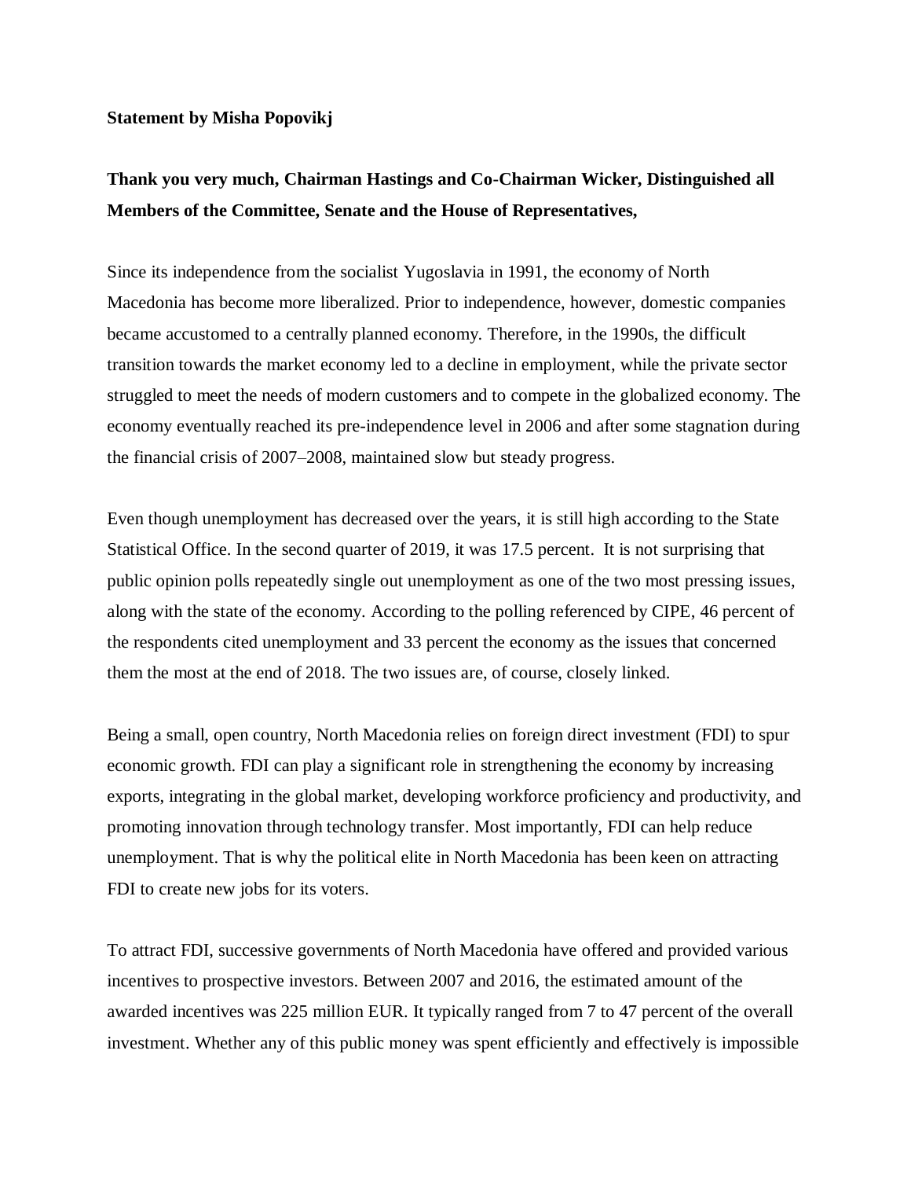**Statement by Misha Popovikj**

**Thank you very much, Chairman Hastings and Co-Chairman Wicker, Distinguished all Members of the Committee, Senate and the House of Representatives,**

Since its independence from the socialist Yugoslavia in 1991, the economy of North Macedonia has become more liberalized. Prior to independence, however, domestic companies became accustomed to a centrally planned economy. Therefore, in the 1990s, the difficult transition towards the market economy led to a decline in employment, while the private sector struggled to meet the needs of modern customers and to compete in the globalized economy. The economy eventually reached its pre-independence level in 2006 and after some stagnation during the financial crisis of 2007–2008, maintained slow but steady progress.

Even though unemployment has decreased over the years, it is still high according to the State Statistical Office. In the second quarter of 2019, it was 17.5 percent. It is not surprising that public opinion polls repeatedly single out unemployment as one of the two most pressing issues, along with the state of the economy. According to the polling referenced by CIPE, 46 percent of the respondents cited unemployment and 33 percent the economy as the issues that concerned them the most at the end of 2018. The two issues are, of course, closely linked.

Being a small, open country, North Macedonia relies on foreign direct investment (FDI) to spur economic growth. FDI can play a significant role in strengthening the economy by increasing exports, integrating in the global market, developing workforce proficiency and productivity, and promoting innovation through technology transfer. Most importantly, FDI can help reduce unemployment. That is why the political elite in North Macedonia has been keen on attracting FDI to create new jobs for its voters.

To attract FDI, successive governments of North Macedonia have offered and provided various incentives to prospective investors. Between 2007 and 2016, the estimated amount of the awarded incentives was 225 million EUR. It typically ranged from 7 to 47 percent of the overall investment. Whether any of this public money was spent efficiently and effectively is impossible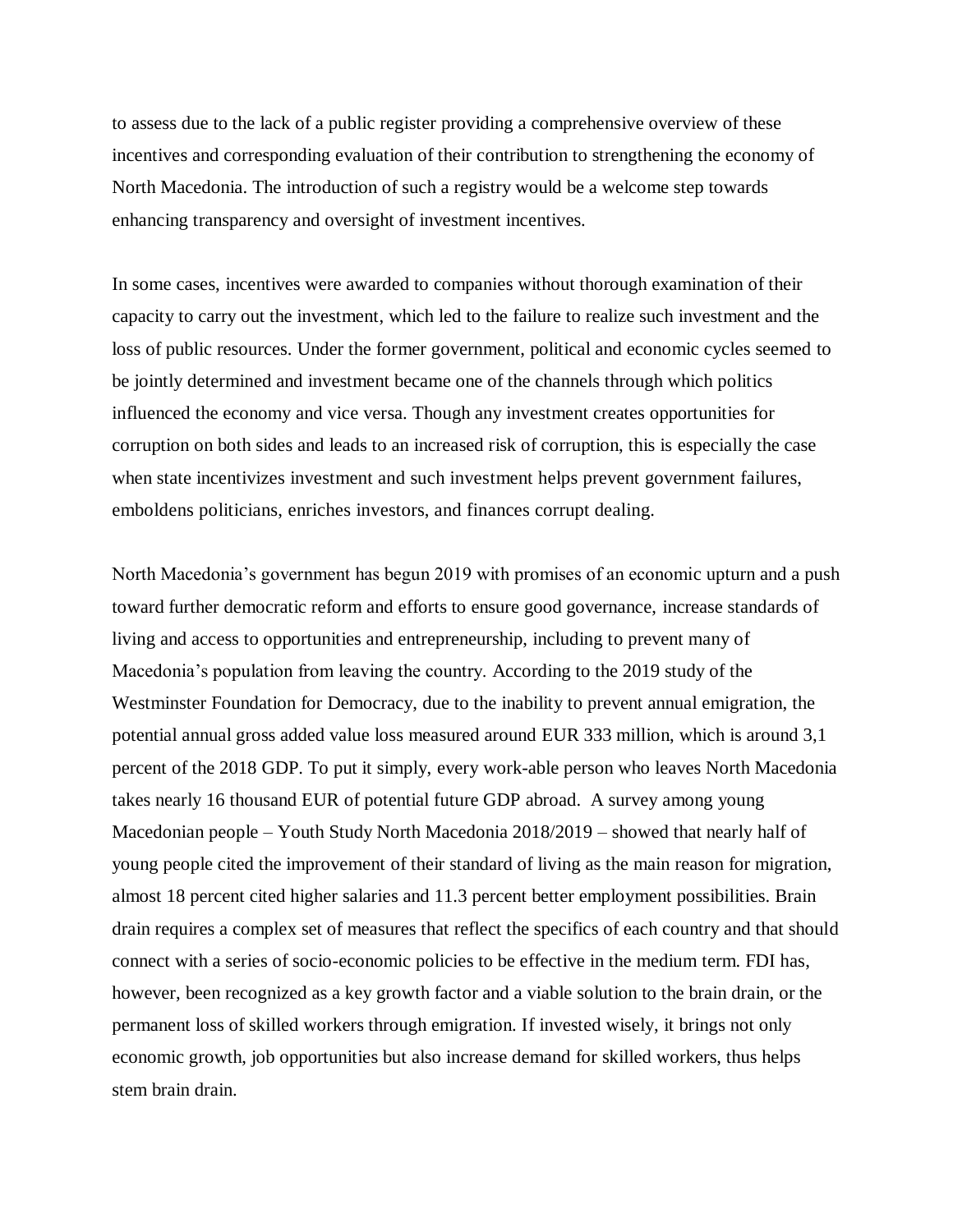to assess due to the lack of a public register providing a comprehensive overview of these incentives and corresponding evaluation of their contribution to strengthening the economy of North Macedonia. The introduction of such a registry would be a welcome step towards enhancing transparency and oversight of investment incentives.

In some cases, incentives were awarded to companies without thorough examination of their capacity to carry out the investment, which led to the failure to realize such investment and the loss of public resources. Under the former government, political and economic cycles seemed to be jointly determined and investment became one of the channels through which politics influenced the economy and vice versa. Though any investment creates opportunities for corruption on both sides and leads to an increased risk of corruption, this is especially the case when state incentivizes investment and such investment helps prevent government failures, emboldens politicians, enriches investors, and finances corrupt dealing.

North Macedonia's government has begun 2019 with promises of an economic upturn and a push toward further democratic reform and efforts to ensure good governance, increase standards of living and access to opportunities and entrepreneurship, including to prevent many of Macedonia's population from leaving the country. According to the 2019 study of the Westminster Foundation for Democracy, due to the inability to prevent annual emigration, the potential annual gross added value loss measured around EUR 333 million, which is around 3,1 percent of the 2018 GDP. To put it simply, every work-able person who leaves North Macedonia takes nearly 16 thousand EUR of potential future GDP abroad. A survey among young Macedonian people – Youth Study North Macedonia 2018/2019 – showed that nearly half of young people cited the improvement of their standard of living as the main reason for migration, almost 18 percent cited higher salaries and 11.3 percent better employment possibilities. Brain drain requires a complex set of measures that reflect the specifics of each country and that should connect with a series of socio-economic policies to be effective in the medium term. FDI has, however, been recognized as a key growth factor and a viable solution to the brain drain, or the permanent loss of skilled workers through emigration. If invested wisely, it brings not only economic growth, job opportunities but also increase demand for skilled workers, thus helps stem brain drain.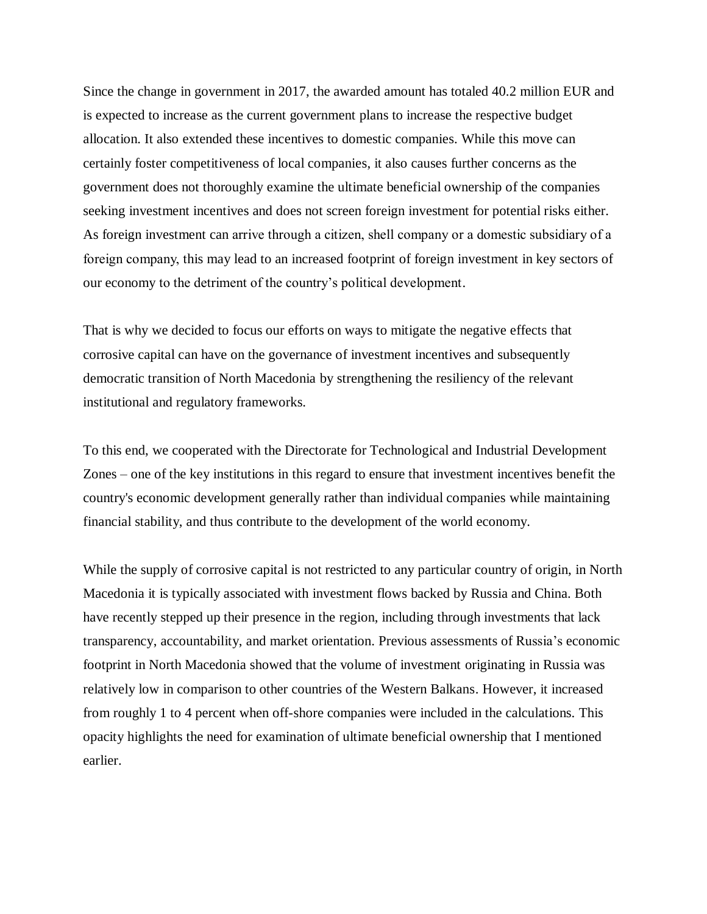Since the change in government in 2017, the awarded amount has totaled 40.2 million EUR and is expected to increase as the current government plans to increase the respective budget allocation. It also extended these incentives to domestic companies. While this move can certainly foster competitiveness of local companies, it also causes further concerns as the government does not thoroughly examine the ultimate beneficial ownership of the companies seeking investment incentives and does not screen foreign investment for potential risks either. As foreign investment can arrive through a citizen, shell company or a domestic subsidiary of a foreign company, this may lead to an increased footprint of foreign investment in key sectors of our economy to the detriment of the country's political development.

That is why we decided to focus our efforts on ways to mitigate the negative effects that corrosive capital can have on the governance of investment incentives and subsequently democratic transition of North Macedonia by strengthening the resiliency of the relevant institutional and regulatory frameworks.

To this end, we cooperated with the Directorate for Technological and Industrial Development Zones – one of the key institutions in this regard to ensure that investment incentives benefit the country's economic development generally rather than individual companies while maintaining financial stability, and thus contribute to the development of the world economy.

While the supply of corrosive capital is not restricted to any particular country of origin, in North Macedonia it is typically associated with investment flows backed by Russia and China. Both have recently stepped up their presence in the region, including through investments that lack transparency, accountability, and market orientation. Previous assessments of Russia's economic footprint in North Macedonia showed that the volume of investment originating in Russia was relatively low in comparison to other countries of the Western Balkans. However, it increased from roughly 1 to 4 percent when off-shore companies were included in the calculations. This opacity highlights the need for examination of ultimate beneficial ownership that I mentioned earlier.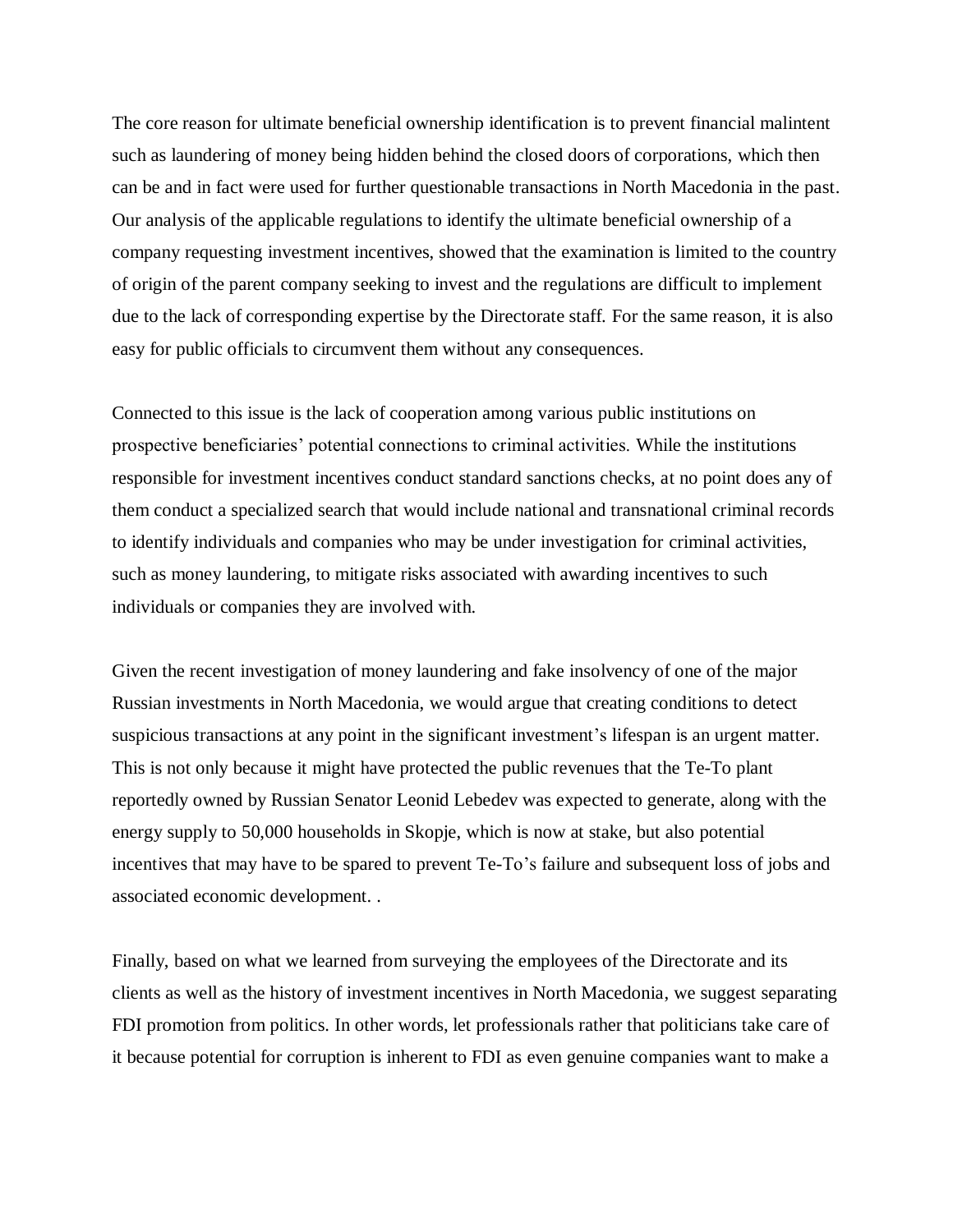The core reason for ultimate beneficial ownership identification is to prevent financial malintent such as laundering of money being hidden behind the closed doors of corporations, which then can be and in fact were used for further questionable transactions in North Macedonia in the past. Our analysis of the applicable regulations to identify the ultimate beneficial ownership of a company requesting investment incentives, showed that the examination is limited to the country of origin of the parent company seeking to invest and the regulations are difficult to implement due to the lack of corresponding expertise by the Directorate staff. For the same reason, it is also easy for public officials to circumvent them without any consequences.

Connected to this issue is the lack of cooperation among various public institutions on prospective beneficiaries' potential connections to criminal activities. While the institutions responsible for investment incentives conduct standard sanctions checks, at no point does any of them conduct a specialized search that would include national and transnational criminal records to identify individuals and companies who may be under investigation for criminal activities, such as money laundering, to mitigate risks associated with awarding incentives to such individuals or companies they are involved with.

Given the recent investigation of money laundering and fake insolvency of one of the major Russian investments in North Macedonia, we would argue that creating conditions to detect suspicious transactions at any point in the significant investment's lifespan is an urgent matter. This is not only because it might have protected the public revenues that the Te-To plant reportedly owned by Russian Senator Leonid Lebedev was expected to generate, along with the energy supply to 50,000 households in Skopje, which is now at stake, but also potential incentives that may have to be spared to prevent Te-To's failure and subsequent loss of jobs and associated economic development. .

Finally, based on what we learned from surveying the employees of the Directorate and its clients as well as the history of investment incentives in North Macedonia, we suggest separating FDI promotion from politics. In other words, let professionals rather that politicians take care of it because potential for corruption is inherent to FDI as even genuine companies want to make a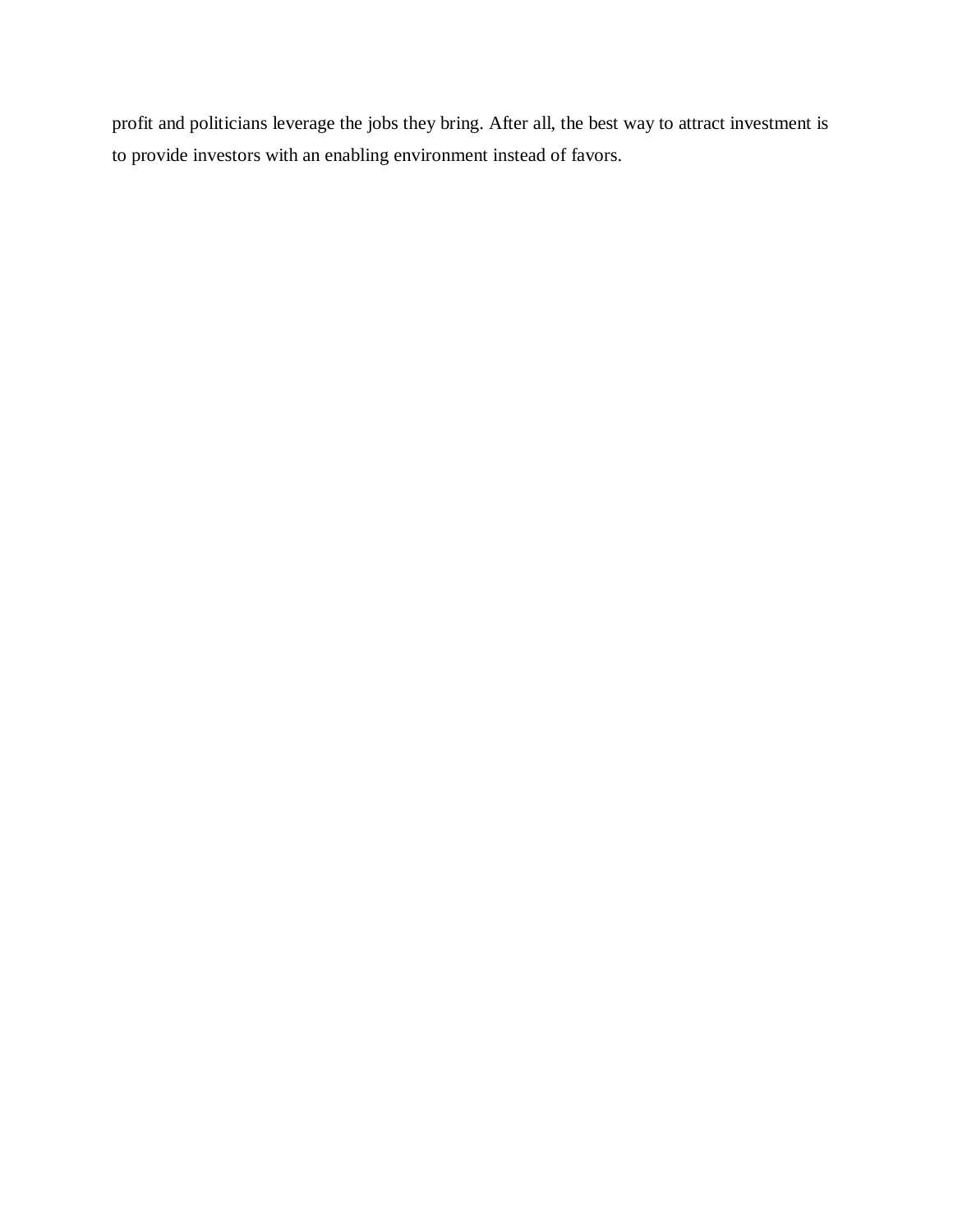profit and politicians leverage the jobs they bring. After all, the best way to attract investment is to provide investors with an enabling environment instead of favors.